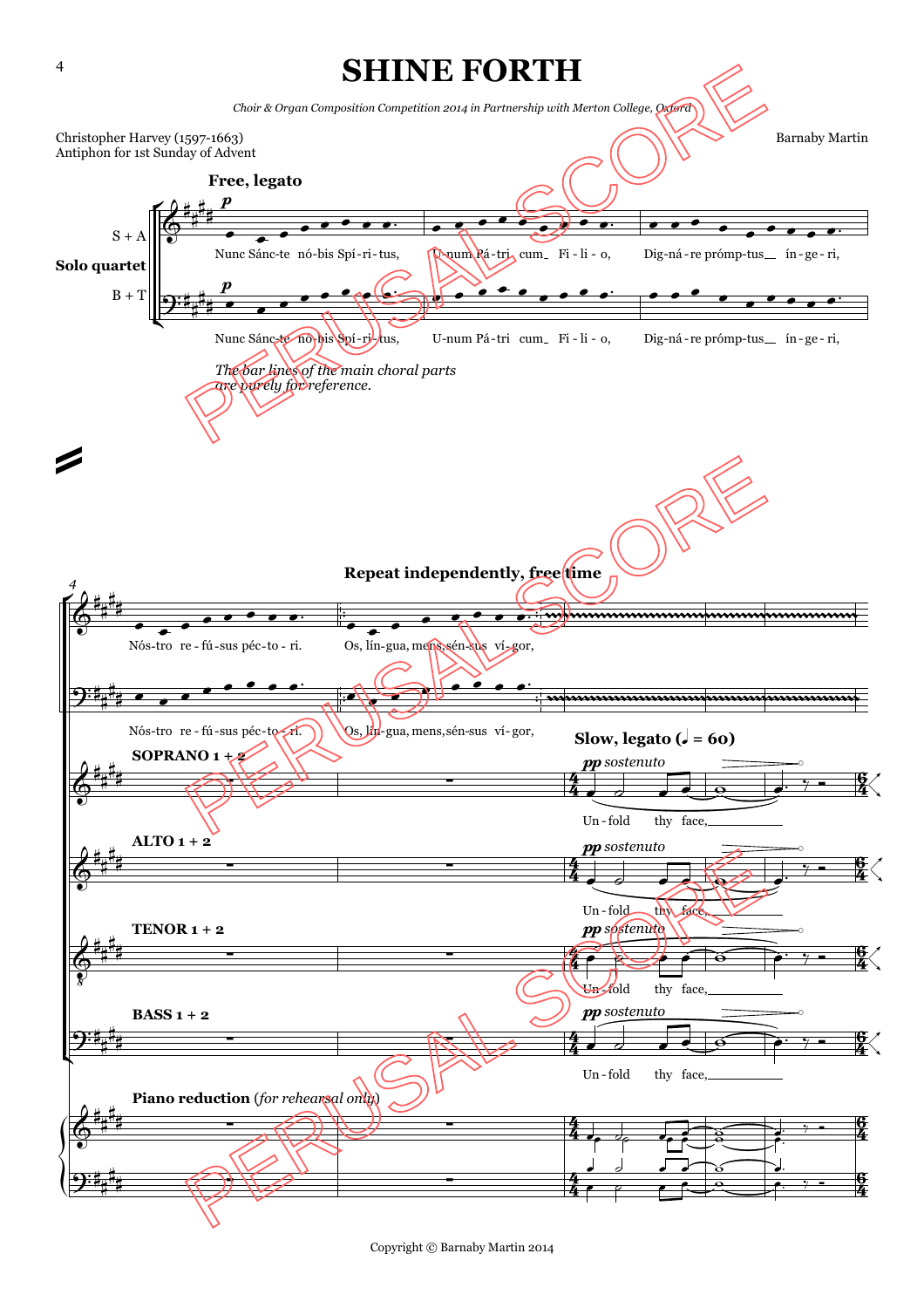# SHINE FORTH

*Choir & Organ Composition Competition 2014 in Partnership with Merton College, Oxford*

Christopher Harvey (1597-1663)
Antiphon for 1st Sunday of Advent

Barnaby Martin

**Free, legato**

Solo quartet (S + A, B + T)

Nunc Sánc-te nó-bis Spí-ri-tus, U-num Pá-tri cum Fi-li-o, Dig-ná-re prómp-tus ín-ge-ri,

*The bar lines of the main choral parts are purely for reference.*

Nós-tro re-fú-sus péc-to-ri. Os, lín-gua, mens, sén-sus ví-gor,

**Repeat independently, free time**

**Slow, legato (♩ = 60)**

SOPRANO 1 + 2 — *pp sostenuto* — Un-fold thy face,

ALTO 1 + 2 — *pp sostenuto* — Un-fold thy face,

TENOR 1 + 2 — *pp sostenuto* — Un-fold thy face,

BASS 1 + 2 — *pp sostenuto* — Un-fold thy face,

**Piano reduction** (*for rehearsal only*)

Copyright © Barnaby Martin 2014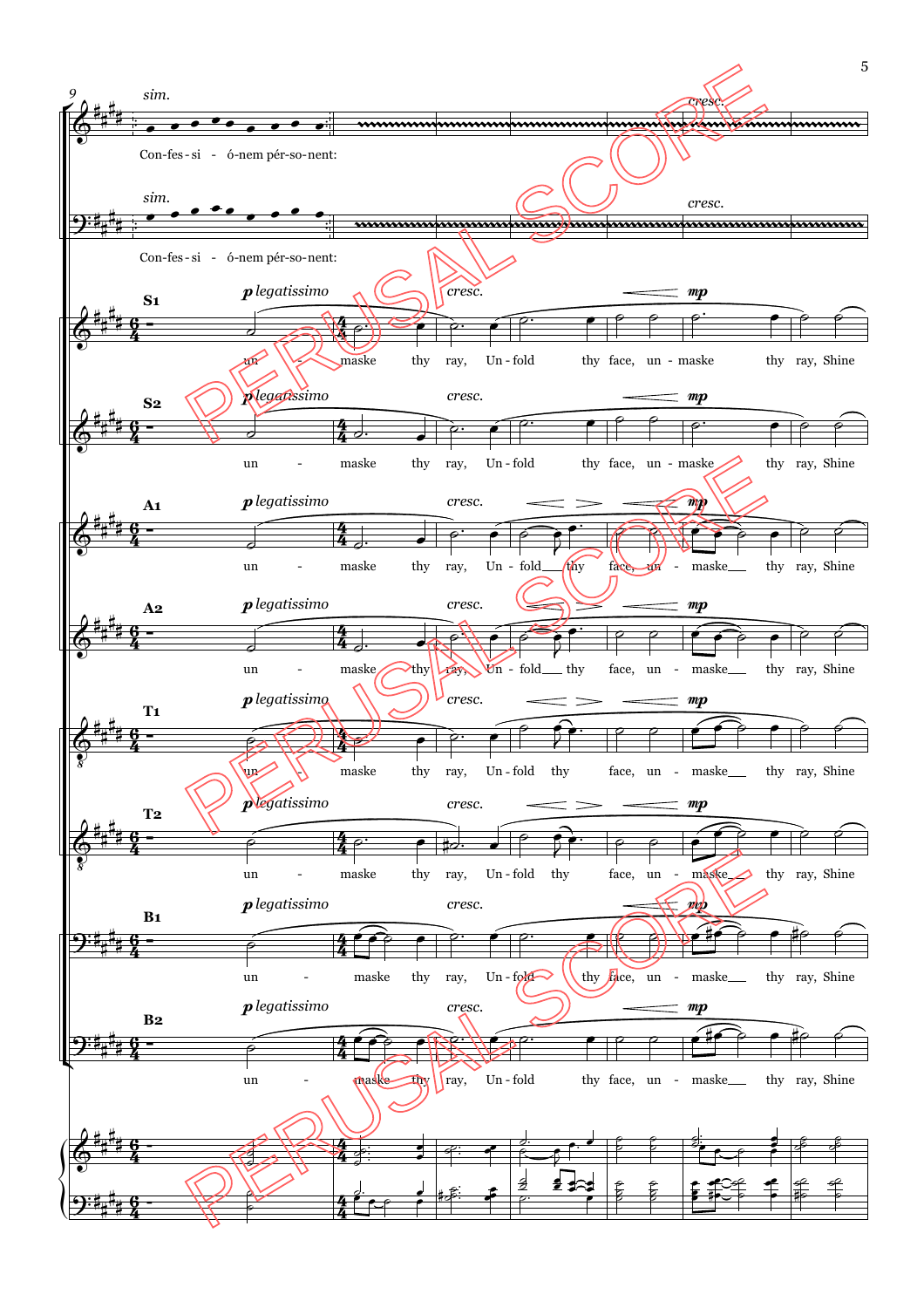sim.

Con-fes - si - ó-nem pér-so-nent:

sim.

Con-fes - si - ó-nem pér-so-nent:

cresc.

S1 *p legatissimo* un - maske thy ray, Un - fold thy face, un - maske thy ray, Shine

S2 *p legatissimo* un - maske thy ray, Un - fold thy face, un - maske thy ray, Shine

A1 *p legatissimo* un - maske thy ray, Un - fold thy face, un - maske thy ray, Shine

A2 *p legatissimo* un - maske thy ray, Un - fold thy face, un - maske thy ray, Shine

T1 *p legatissimo* un - maske thy ray, Un - fold thy face, un - maske thy ray, Shine

T2 *p legatissimo* un - maske thy ray, Un - fold thy face, un - maske thy ray, Shine

B1 *p legatissimo* un - maske thy ray, Un - fold thy face, un - maske thy ray, Shine

B2 *p legatissimo* un - maske thy ray, Un - fold thy face, un - maske thy ray, Shine

PERUSAL SCORE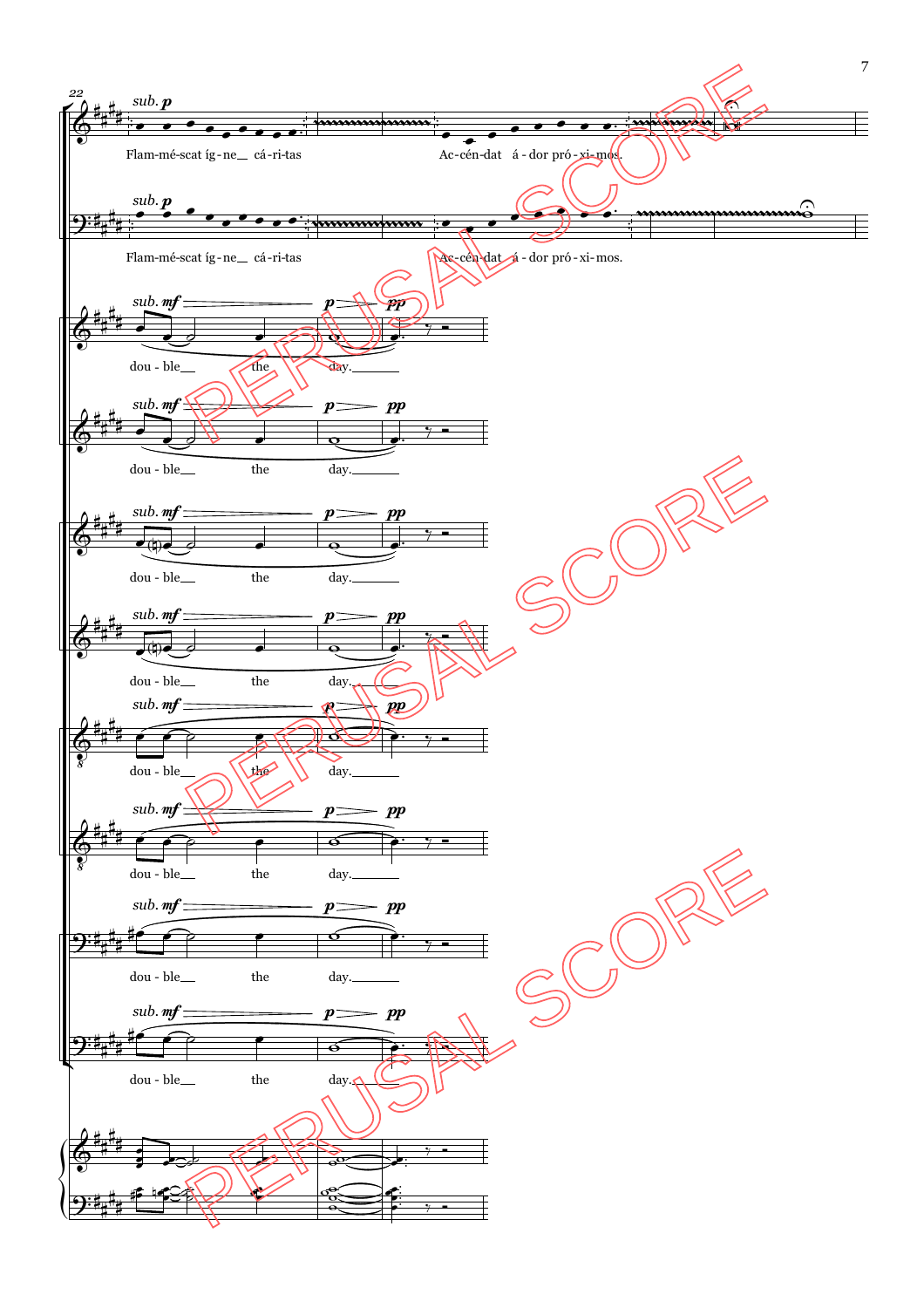22

*sub.* **p**

Flam-mé-scat íg-ne_ cá-ri-tas

Ac-cén-dat á-dor pró-xi-mos.

*sub.* **p**

Flam-mé-scat íg-ne_ cá-ri-tas

Ac-cén-dat á-dor pró-xi-mos.

*sub.* **mf** **p** **pp**

dou - ble_ the day._

*sub.* **mf** **p** **pp**

dou - ble_ the day._

*sub.* **mf** **p** **pp**

dou - ble_ the day._

*sub.* **mf** **p** **pp**

dou - ble_ the day._

*sub.* **mf** **p** **pp**

dou - ble_ the day._

*sub.* **mf** **p** **pp**

dou - ble_ the day._

*sub.* **mf** **p** **pp**

dou - ble_ the day._

*sub.* **mf** **p** **pp**

dou - ble_ the day._

PERUSAL SCORE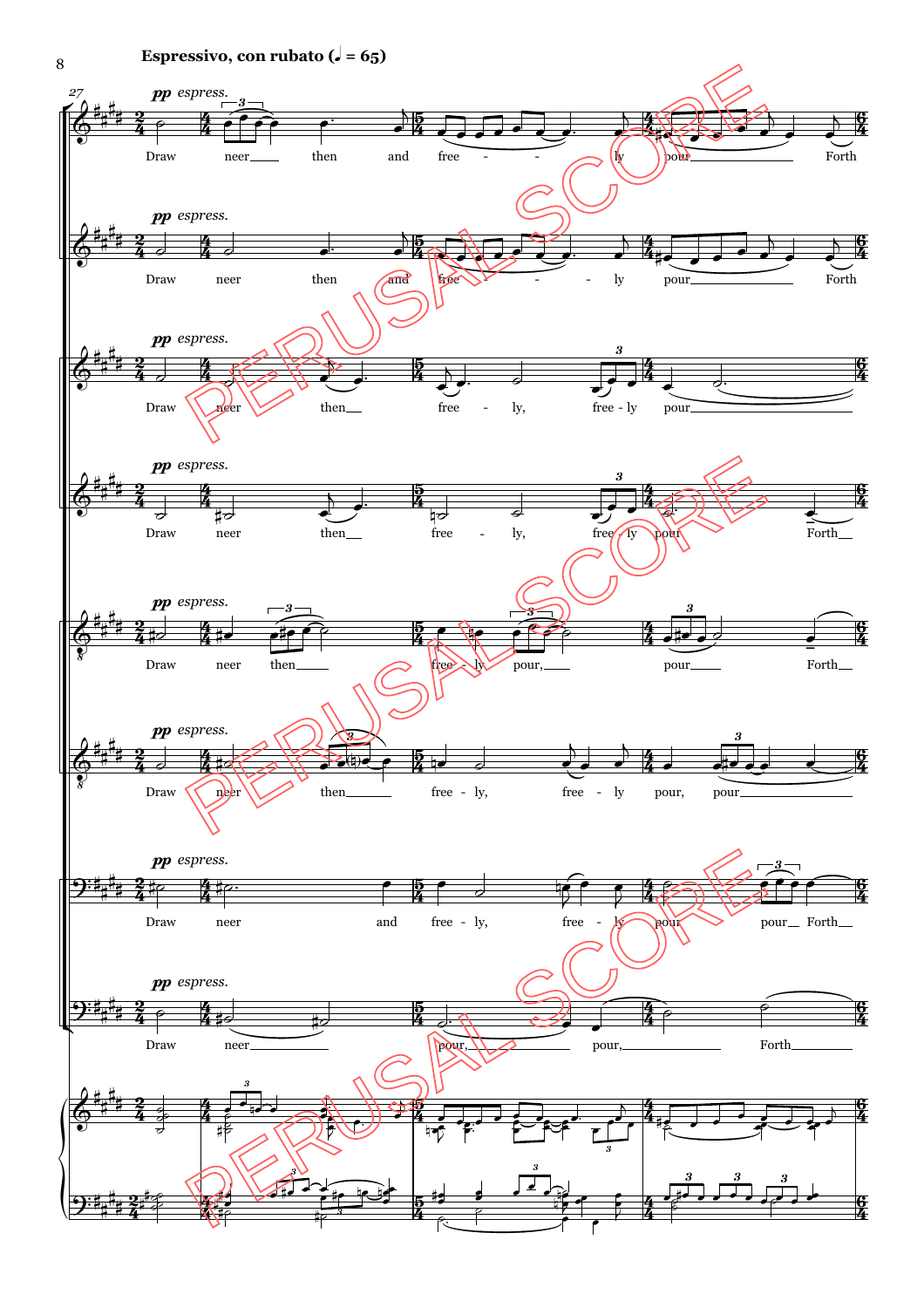**Espressivo, con rubato (♩ = 65)**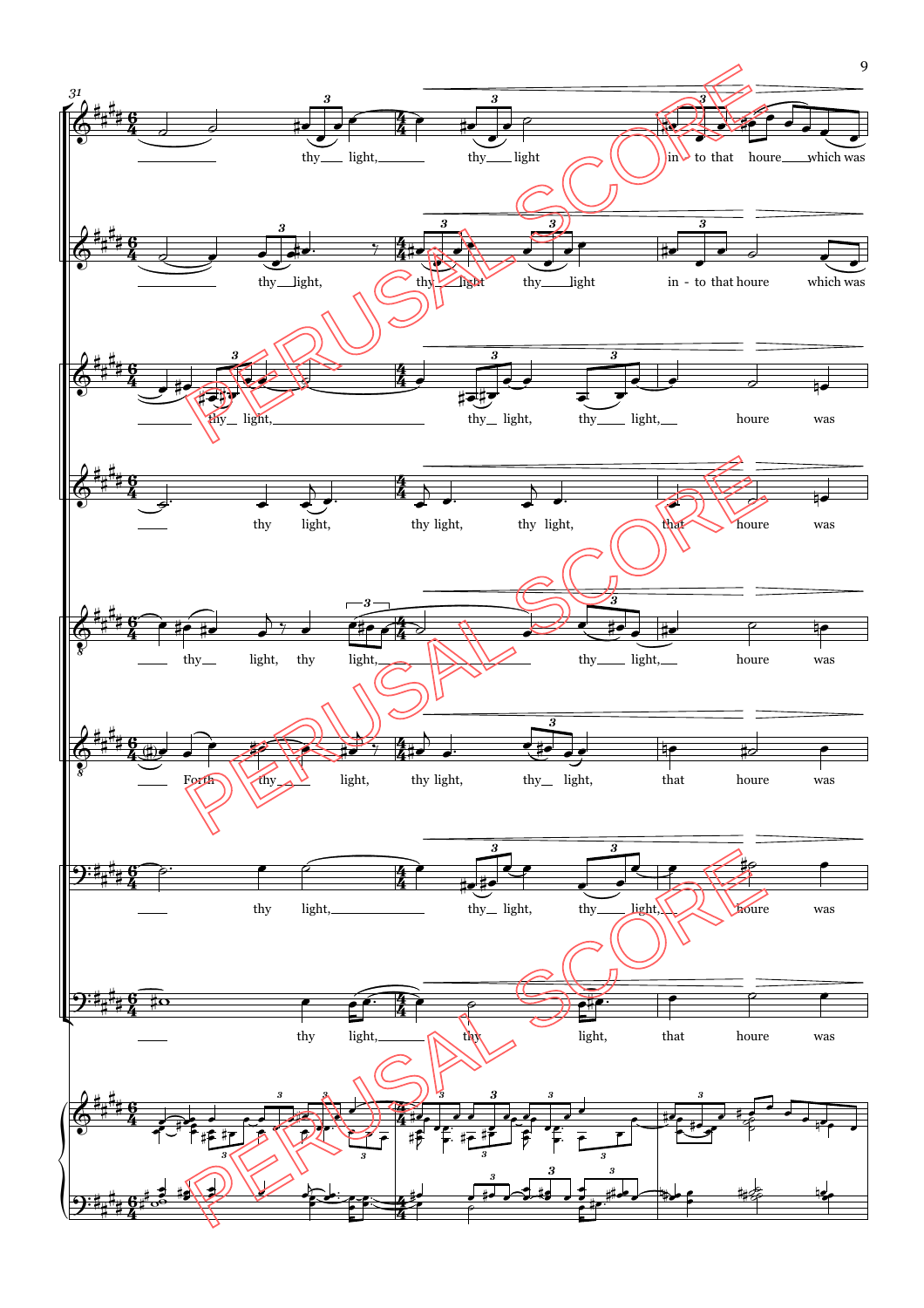31

thy light, thy light in - to that houre which was

thy light, thy light thy light in - to that houre which was

thy light, thy light, thy light, houre was

thy light, thy light, thy light, that houre was

thy light, thy light, thy light, houre was

Forth thy light, thy light, thy light, that houre was

thy light, thy light, thy light, houre was

thy light, thy light, that houre was

PERUSAL SCORE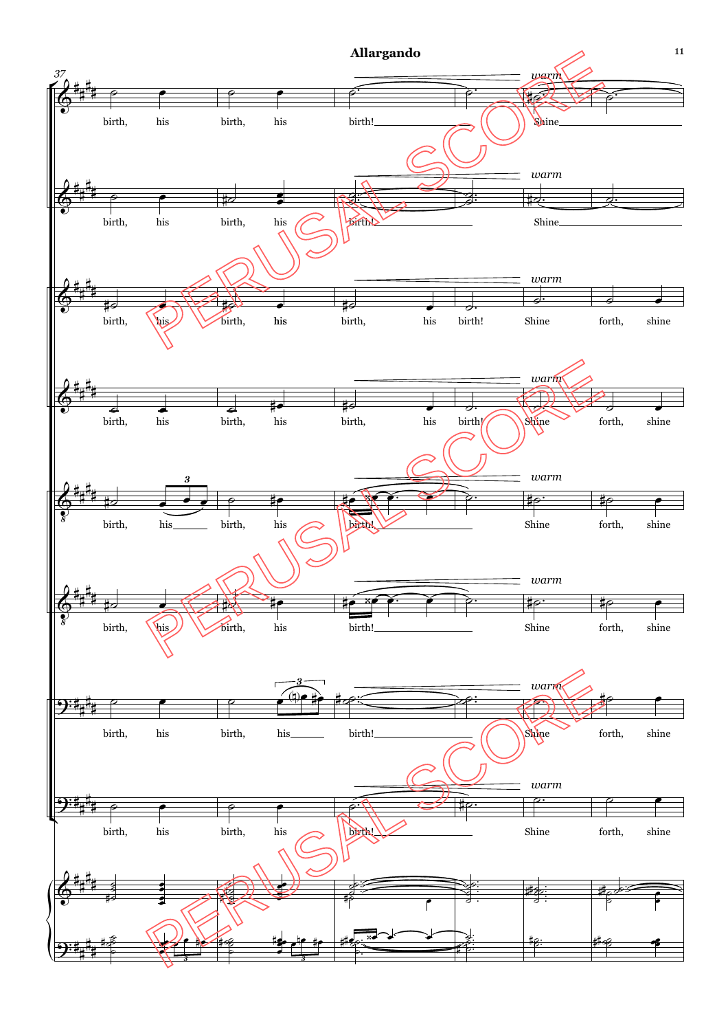**Allargando**

37

birth, his birth, his birth! Shine

birth, his birth, his birth! Shine

birth, his birth, his birth, his birth! Shine forth, shine

birth, his birth, his birth, his birth! Shine forth, shine

birth, his birth, his birth! Shine forth, shine

birth, his birth, his birth! Shine forth, shine

birth, his birth, his birth! Shine forth, shine

birth, his birth, his birth! Shine forth, shine

*warm*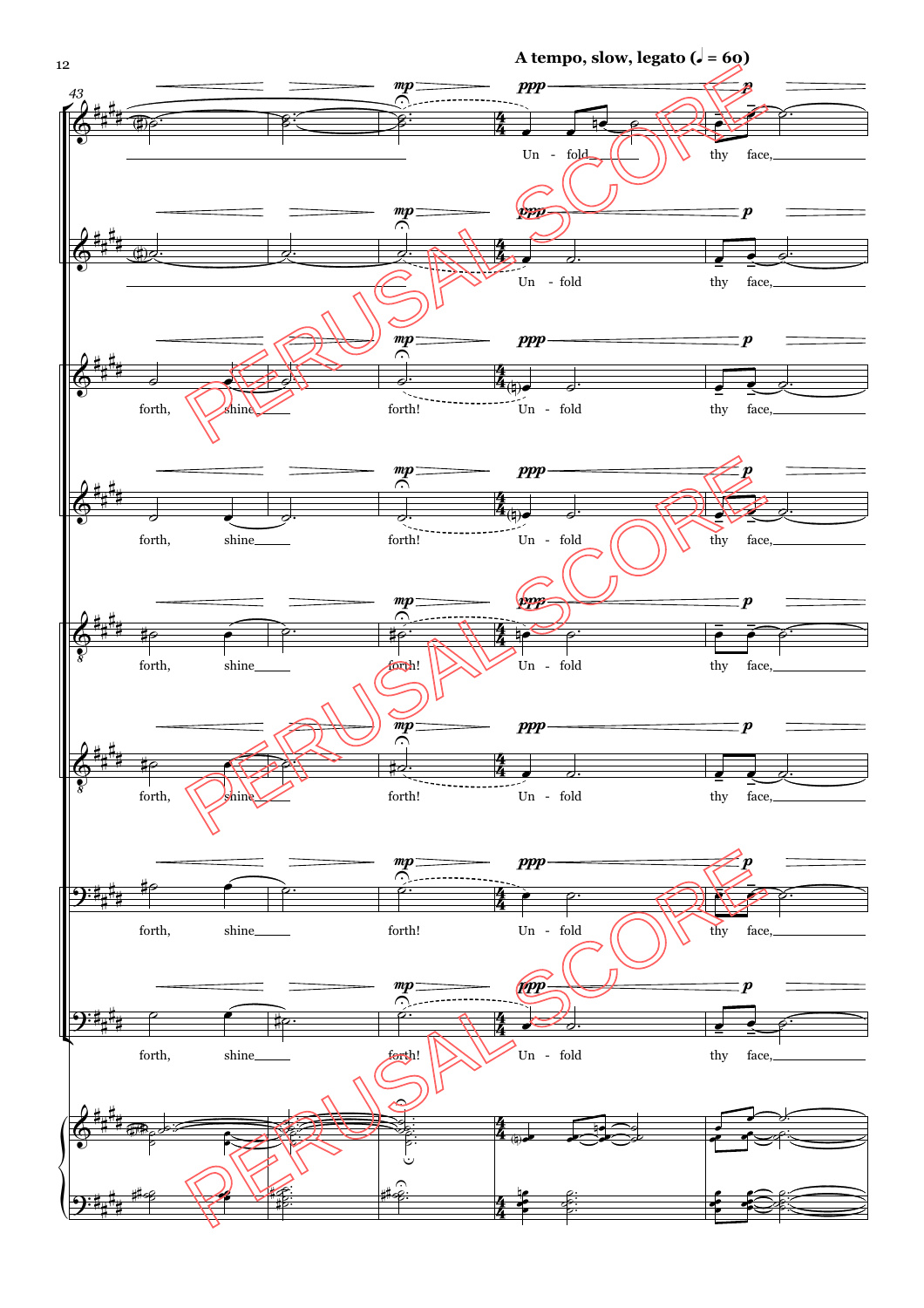A tempo, slow, legato (♩ = 60)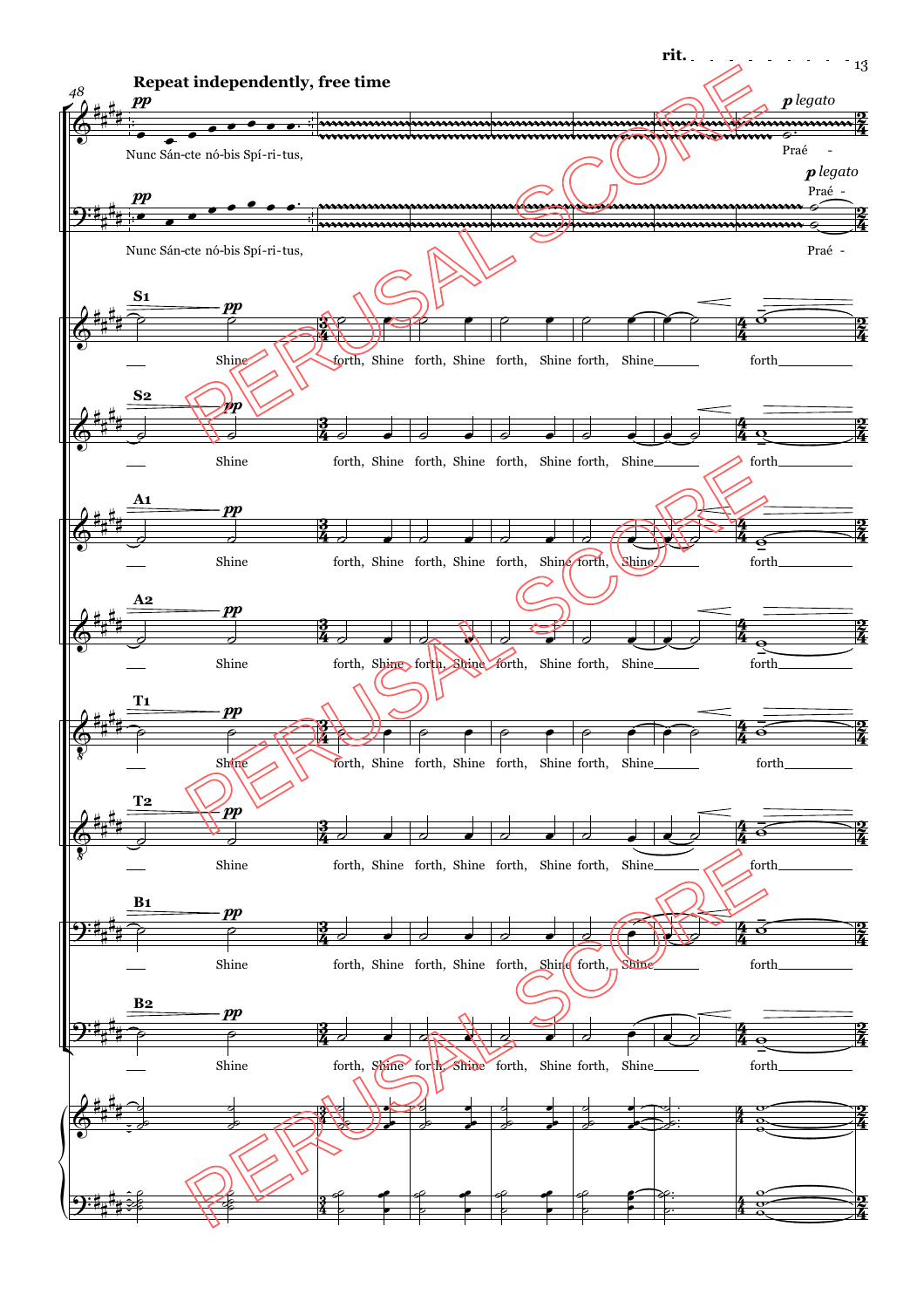rit.

Repeat independently, free time

*pp*

Nunc Sán-cte nó-bis Spí-ri-tus,

*p legato*

Praé -

*pp*

Nunc Sán-cte nó-bis Spí-ri-tus,

*p legato*

Praé -

Praé -

S1

*pp*

Shine forth, Shine forth, Shine forth, Shine forth, Shine forth

S2

*pp*

Shine forth, Shine forth, Shine forth, Shine forth, Shine forth

A1

*pp*

Shine forth, Shine forth, Shine forth, Shine forth, Shine forth

A2

*pp*

Shine forth, Shine forth, Shine forth, Shine forth, Shine forth

T1

*pp*

Shine forth, Shine forth, Shine forth, Shine forth, Shine forth

T2

*pp*

Shine forth, Shine forth, Shine forth, Shine forth, Shine forth

B1

*pp*

Shine forth, Shine forth, Shine forth, Shine forth, Shine forth

B2

*pp*

Shine forth, Shine forth, Shine forth, Shine forth, Shine forth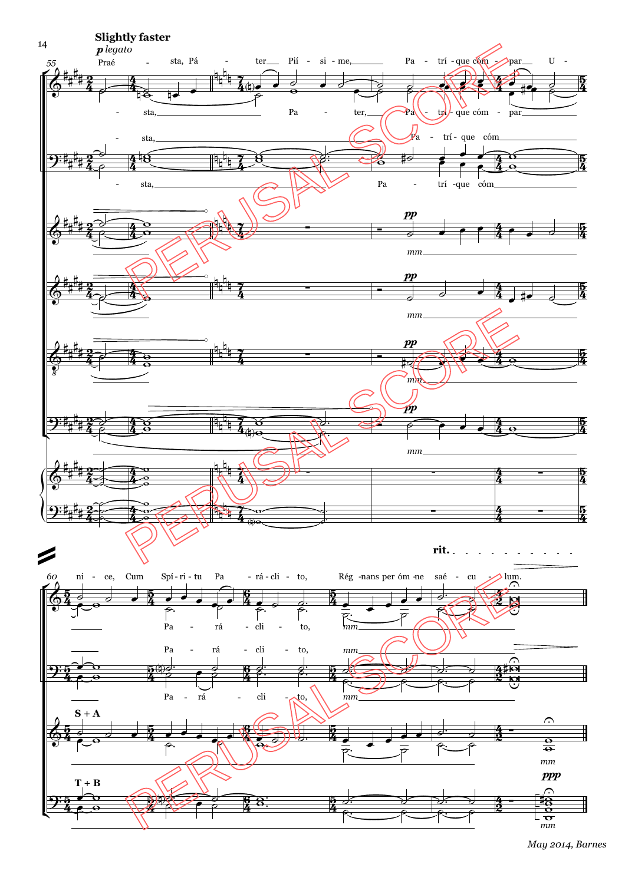**Slightly faster**

*p legato*

Praé - sta, Pá - ter Píí - si - me, Pa - trí - que cóm - par U -

- sta, Pa - ter, Pa - trí - que cóm - par

- sta, Pa - trí - que cóm

- sta, Pa - trí - que cóm

*pp* mm

*pp* mm

*pp* mm

*pp* mm

**rit.**

ni - ce, Cum Spí - ri - tu Pa - rá - cli - to, Rég - nans per óm - ne saé - cu - lum.

Pa - rá - cli - to, mm

Pa - rá - cli - to, mm

Pa - rá - cli - to, mm

**S + A**

mm

*ppp*

**T + B**

mm

*May 2014, Barnes*